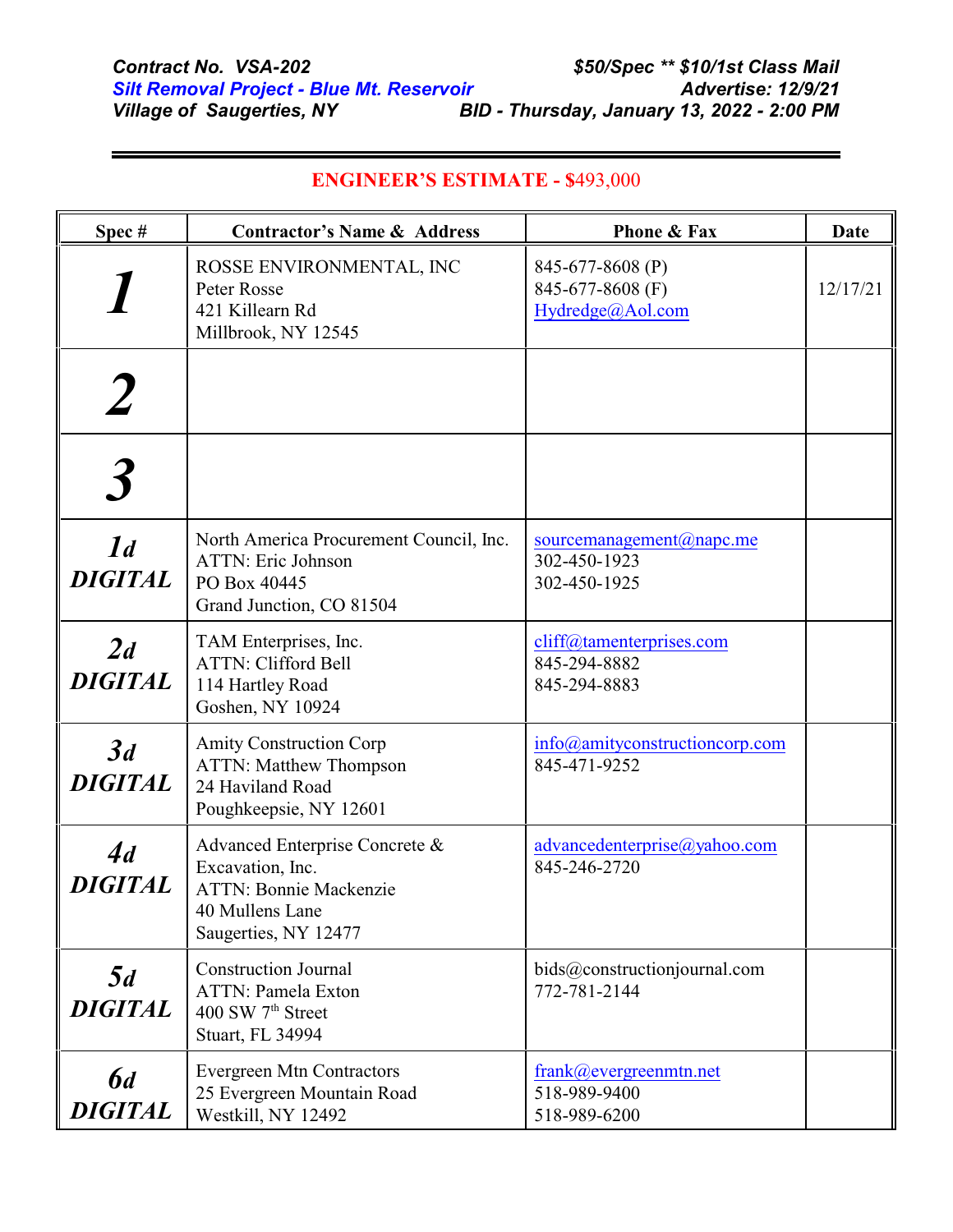***Contract No. VSA-202*** ***$50/Spec ** $10/1st Class Mail***
***Silt Removal Project - Blue Mt. Reservoir*** ***Advertise: 12/9/21***
***Village of Saugerties, NY*** ***BID - Thursday, January 13, 2022 - 2:00 PM***

---

**ENGINEER'S ESTIMATE - $493,000**

| Spec # | Contractor's Name & Address | Phone & Fax | Date |
|---|---|---|---|
| ***1*** | ROSSE ENVIRONMENTAL, INC<br>Peter Rosse<br>421 Killearn Rd<br>Millbrook, NY 12545 | 845-677-8608 (P)<br>845-677-8608 (F)<br>Hydredge@Aol.com | 12/17/21 |
| ***2*** | | | |
| ***3*** | | | |
| ***1d DIGITAL*** | North America Procurement Council, Inc.<br>ATTN: Eric Johnson<br>PO Box 40445<br>Grand Junction, CO 81504 | sourcemanagement@napc.me<br>302-450-1923<br>302-450-1925 | |
| ***2d DIGITAL*** | TAM Enterprises, Inc.<br>ATTN: Clifford Bell<br>114 Hartley Road<br>Goshen, NY 10924 | cliff@tamenterprises.com<br>845-294-8882<br>845-294-8883 | |
| ***3d DIGITAL*** | Amity Construction Corp<br>ATTN: Matthew Thompson<br>24 Haviland Road<br>Poughkeepsie, NY 12601 | info@amityconstructioncorp.com<br>845-471-9252 | |
| ***4d DIGITAL*** | Advanced Enterprise Concrete &<br>Excavation, Inc.<br>ATTN: Bonnie Mackenzie<br>40 Mullens Lane<br>Saugerties, NY 12477 | advancedenterprise@yahoo.com<br>845-246-2720 | |
| ***5d DIGITAL*** | Construction Journal<br>ATTN: Pamela Exton<br>400 SW 7th Street<br>Stuart, FL 34994 | bids@constructionjournal.com<br>772-781-2144 | |
| ***6d DIGITAL*** | Evergreen Mtn Contractors<br>25 Evergreen Mountain Road<br>Westkill, NY 12492 | frank@evergreenmtn.net<br>518-989-9400<br>518-989-6200 | |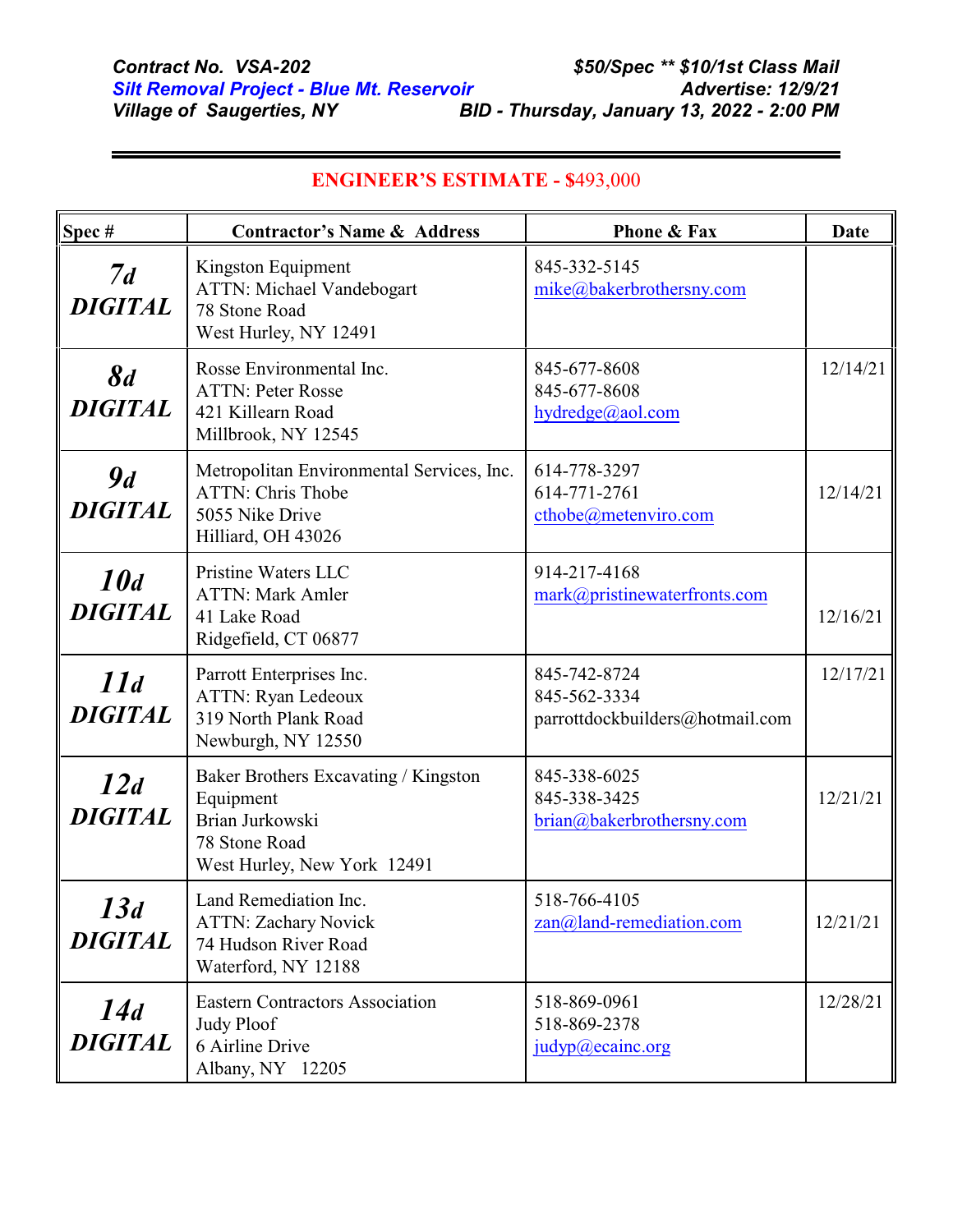**Contract No. VSA-202**
**Silt Removal Project - Blue Mt. Reservoir**
**Village of Saugerties, NY**

**$50/Spec ** $10/1st Class Mail**
**Advertise: 12/9/21**
**BID - Thursday, January 13, 2022 - 2:00 PM**

## ENGINEER'S ESTIMATE - $493,000

| Spec # | Contractor's Name & Address | Phone & Fax | Date |
|---|---|---|---|
| ***7d DIGITAL*** | Kingston Equipment<br>ATTN: Michael Vandebogart<br>78 Stone Road<br>West Hurley, NY 12491 | 845-332-5145<br>mike@bakerbrothersny.com | |
| ***8d DIGITAL*** | Rosse Environmental Inc.<br>ATTN: Peter Rosse<br>421 Killearn Road<br>Millbrook, NY 12545 | 845-677-8608<br>845-677-8608<br>hydredge@aol.com | 12/14/21 |
| ***9d DIGITAL*** | Metropolitan Environmental Services, Inc.<br>ATTN: Chris Thobe<br>5055 Nike Drive<br>Hilliard, OH 43026 | 614-778-3297<br>614-771-2761<br>cthobe@metenviro.com | 12/14/21 |
| ***10d DIGITAL*** | Pristine Waters LLC<br>ATTN: Mark Amler<br>41 Lake Road<br>Ridgefield, CT 06877 | 914-217-4168<br>mark@pristinewaterfronts.com | 12/16/21 |
| ***11d DIGITAL*** | Parrott Enterprises Inc.<br>ATTN: Ryan Ledeoux<br>319 North Plank Road<br>Newburgh, NY 12550 | 845-742-8724<br>845-562-3334<br>parrottdockbuilders@hotmail.com | 12/17/21 |
| ***12d DIGITAL*** | Baker Brothers Excavating / Kingston Equipment<br>Brian Jurkowski<br>78 Stone Road<br>West Hurley, New York 12491 | 845-338-6025<br>845-338-3425<br>brian@bakerbrothersny.com | 12/21/21 |
| ***13d DIGITAL*** | Land Remediation Inc.<br>ATTN: Zachary Novick<br>74 Hudson River Road<br>Waterford, NY 12188 | 518-766-4105<br>zan@land-remediation.com | 12/21/21 |
| ***14d DIGITAL*** | Eastern Contractors Association<br>Judy Ploof<br>6 Airline Drive<br>Albany, NY 12205 | 518-869-0961<br>518-869-2378<br>judyp@ecainc.org | 12/28/21 |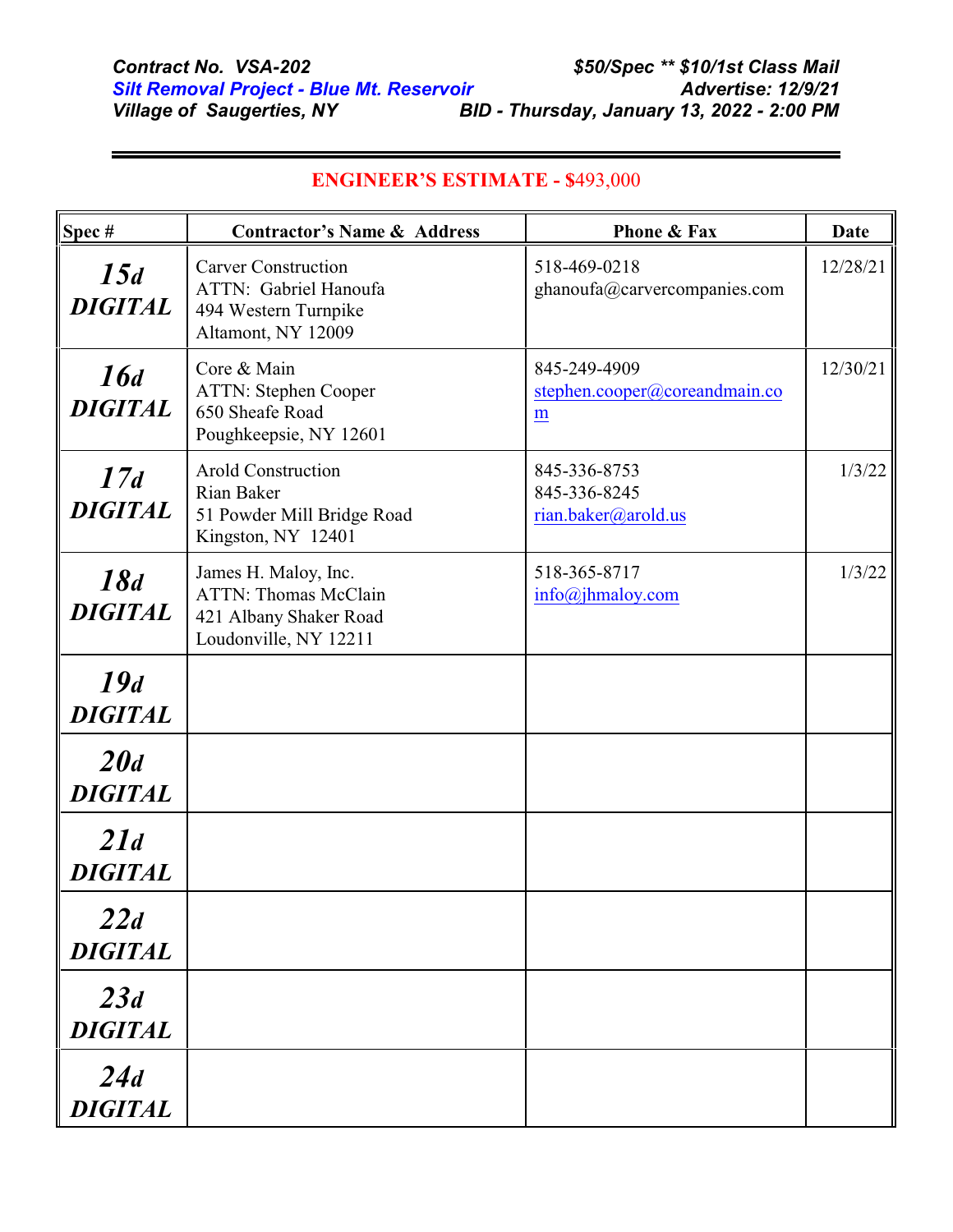***Contract No. VSA-202***
***Silt Removal Project - Blue Mt. Reservoir***
***Village of Saugerties, NY***

***$50/Spec ** $10/1st Class Mail***
***Advertise: 12/9/21***
***BID - Thursday, January 13, 2022 - 2:00 PM***

**ENGINEER'S ESTIMATE - $493,000**

| Spec # | Contractor's Name & Address | Phone & Fax | Date |
|---|---|---|---|
| ***15d DIGITAL*** | Carver Construction<br>ATTN: Gabriel Hanoufa<br>494 Western Turnpike<br>Altamont, NY 12009 | 518-469-0218<br>ghanoufa@carvercompanies.com | 12/28/21 |
| ***16d DIGITAL*** | Core & Main<br>ATTN: Stephen Cooper<br>650 Sheafe Road<br>Poughkeepsie, NY 12601 | 845-249-4909<br>stephen.cooper@coreandmain.com | 12/30/21 |
| ***17d DIGITAL*** | Arold Construction<br>Rian Baker<br>51 Powder Mill Bridge Road<br>Kingston, NY 12401 | 845-336-8753<br>845-336-8245<br>rian.baker@arold.us | 1/3/22 |
| ***18d DIGITAL*** | James H. Maloy, Inc.<br>ATTN: Thomas McClain<br>421 Albany Shaker Road<br>Loudonville, NY 12211 | 518-365-8717<br>info@jhmaloy.com | 1/3/22 |
| ***19d DIGITAL*** | | | |
| ***20d DIGITAL*** | | | |
| ***21d DIGITAL*** | | | |
| ***22d DIGITAL*** | | | |
| ***23d DIGITAL*** | | | |
| ***24d DIGITAL*** | | | |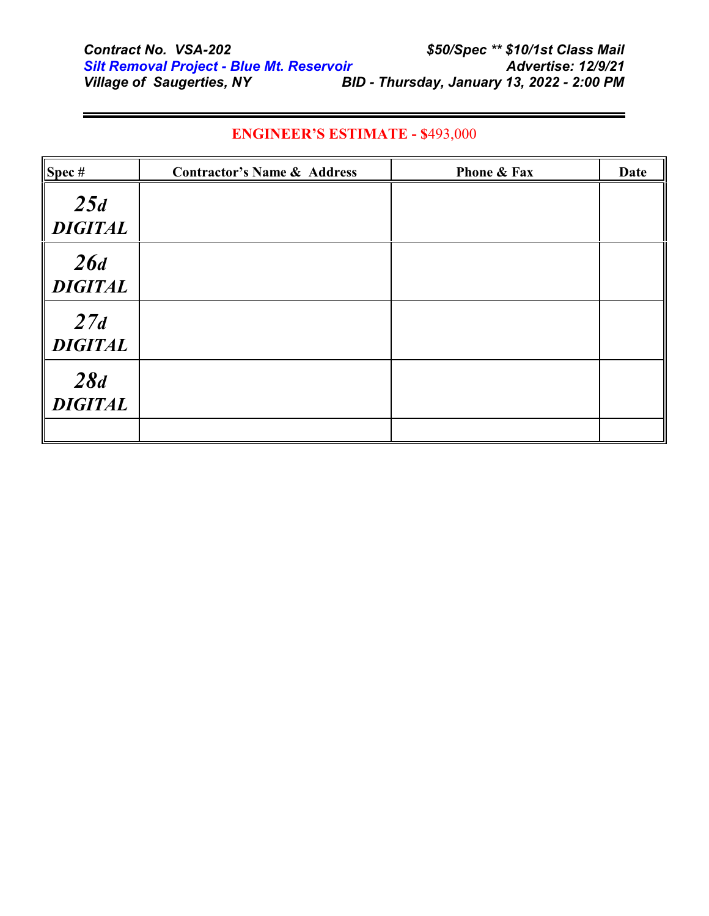**Contract No. VSA-202** | **$50/Spec ** $10/1st Class Mail**
**Silt Removal Project - Blue Mt. Reservoir** | **Advertise: 12/9/21**
**Village of Saugerties, NY** | **BID - Thursday, January 13, 2022 - 2:00 PM**

---

## ENGINEER'S ESTIMATE - $493,000

| Spec # | Contractor's Name & Address | Phone & Fax | Date |
|---|---|---|---|
| ***25d DIGITAL*** | | | |
| ***26d DIGITAL*** | | | |
| ***27d DIGITAL*** | | | |
| ***28d DIGITAL*** | | | |
| | | | |